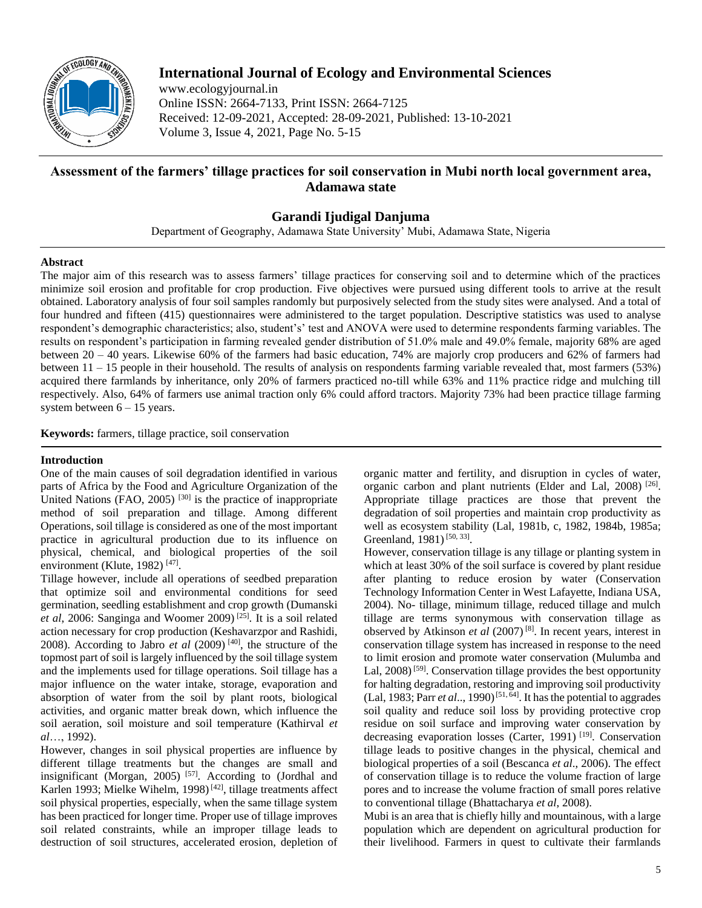# Assessment of the farmers' tillage practices for soil conservation in Mubi north local government area, Adamawa state

**Garandi Ijudigal Danjuma**

Department of Geography, Adamawa State University' Mubi, Adamawa State, Nigeria

## Abstract

The major aim of this research was to assess farmers' tillage practices for conserving soil and to determine which of the practices minimize soil erosion and profitable for crop production. Five objectives were pursued using different tools to arrive at the result obtained. Laboratory analysis of four soil samples randomly but purposively selected from the study sites were analysed. And a total of four hundred and fifteen (415) questionnaires were administered to the target population. Descriptive statistics was used to analyse respondent's demographic characteristics; also, student's' test and ANOVA were used to determine respondents farming variables. The results on respondent's participation in farming revealed gender distribution of 51.0% male and 49.0% female, majority 68% are aged between 20 – 40 years. Likewise 60% of the farmers had basic education, 74% are majorly crop producers and 62% of farmers had between 11 – 15 people in their household. The results of analysis on respondents farming variable revealed that, most farmers (53%) acquired there farmlands by inheritance, only 20% of farmers practiced no-till while 63% and 11% practice ridge and mulching till respectively. Also, 64% of farmers use animal traction only 6% could afford tractors. Majority 73% had been practice tillage farming system between 6 – 15 years.

**Keywords:** farmers, tillage practice, soil conservation

## Introduction

One of the main causes of soil degradation identified in various parts of Africa by the Food and Agriculture Organization of the United Nations (FAO, 2005) [30] is the practice of inappropriate method of soil preparation and tillage. Among different Operations, soil tillage is considered as one of the most important practice in agricultural production due to its influence on physical, chemical, and biological properties of the soil environment (Klute, 1982) [47].

Tillage however, include all operations of seedbed preparation that optimize soil and environmental conditions for seed germination, seedling establishment and crop growth (Dumanski *et al*, 2006: Sanginga and Woomer 2009) [25]. It is a soil related action necessary for crop production (Keshavarzpor and Rashidi, 2008). According to Jabro *et al* (2009) [40], the structure of the topmost part of soil is largely influenced by the soil tillage system and the implements used for tillage operations. Soil tillage has a major influence on the water intake, storage, evaporation and absorption of water from the soil by plant roots, biological activities, and organic matter break down, which influence the soil aeration, soil moisture and soil temperature (Kathirval *et al*…, 1992).

However, changes in soil physical properties are influence by different tillage treatments but the changes are small and insignificant (Morgan, 2005) [57]. According to (Jordhal and Karlen 1993; Mielke Wihelm, 1998) [42], tillage treatments affect soil physical properties, especially, when the same tillage system has been practiced for longer time. Proper use of tillage improves soil related constraints, while an improper tillage leads to destruction of soil structures, accelerated erosion, depletion of organic matter and fertility, and disruption in cycles of water, organic carbon and plant nutrients (Elder and Lal, 2008) [26]. Appropriate tillage practices are those that prevent the degradation of soil properties and maintain crop productivity as well as ecosystem stability (Lal, 1981b, c, 1982, 1984b, 1985a; Greenland, 1981) [50, 33].

However, conservation tillage is any tillage or planting system in which at least 30% of the soil surface is covered by plant residue after planting to reduce erosion by water (Conservation Technology Information Center in West Lafayette, Indiana USA, 2004). No- tillage, minimum tillage, reduced tillage and mulch tillage are terms synonymous with conservation tillage as observed by Atkinson *et al* (2007) [8]. In recent years, interest in conservation tillage system has increased in response to the need to limit erosion and promote water conservation (Mulumba and Lal, 2008) [59]. Conservation tillage provides the best opportunity for halting degradation, restoring and improving soil productivity (Lal, 1983; Parr *et al*.., 1990) [51, 64]. It has the potential to aggrades soil quality and reduce soil loss by providing protective crop residue on soil surface and improving water conservation by decreasing evaporation losses (Carter, 1991) [19]. Conservation tillage leads to positive changes in the physical, chemical and biological properties of a soil (Bescanca *et al*., 2006). The effect of conservation tillage is to reduce the volume fraction of large pores and to increase the volume fraction of small pores relative to conventional tillage (Bhattacharya *et al*, 2008).

Mubi is an area that is chiefly hilly and mountainous, with a large population which are dependent on agricultural production for their livelihood. Farmers in quest to cultivate their farmlands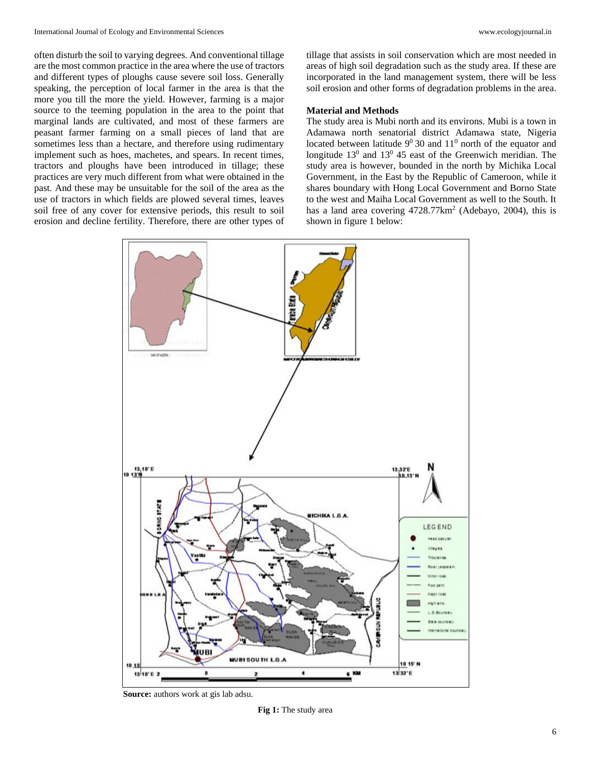often disturb the soil to varying degrees. And conventional tillage are the most common practice in the area where the use of tractors and different types of ploughs cause severe soil loss. Generally speaking, the perception of local farmer in the area is that the more you till the more the yield. However, farming is a major source to the teeming population in the area to the point that marginal lands are cultivated, and most of these farmers are peasant farmer farming on a small pieces of land that are sometimes less than a hectare, and therefore using rudimentary implement such as hoes, machetes, and spears. In recent times, tractors and ploughs have been introduced in tillage; these practices are very much different from what were obtained in the past. And these may be unsuitable for the soil of the area as the use of tractors in which fields are plowed several times, leaves soil free of any cover for extensive periods, this result to soil erosion and decline fertility. Therefore, there are other types of tillage that assists in soil conservation which are most needed in areas of high soil degradation such as the study area. If these are incorporated in the land management system, there will be less soil erosion and other forms of degradation problems in the area.

## Material and Methods

The study area is Mubi north and its environs. Mubi is a town in Adamawa north senatorial district Adamawa state, Nigeria located between latitude $9^0$ 30 and $11^0$ north of the equator and longitude $13^0$ and $13^0$ 45 east of the Greenwich meridian. The study area is however, bounded in the north by Michika Local Government, in the East by the Republic of Cameroon, while it shares boundary with Hong Local Government and Borno State to the west and Maiha Local Government as well to the South. It has a land area covering 4728.77km$^2$ (Adebayo, 2004), this is shown in figure 1 below:

**Source:** authors work at gis lab adsu.

**Fig 1:** The study area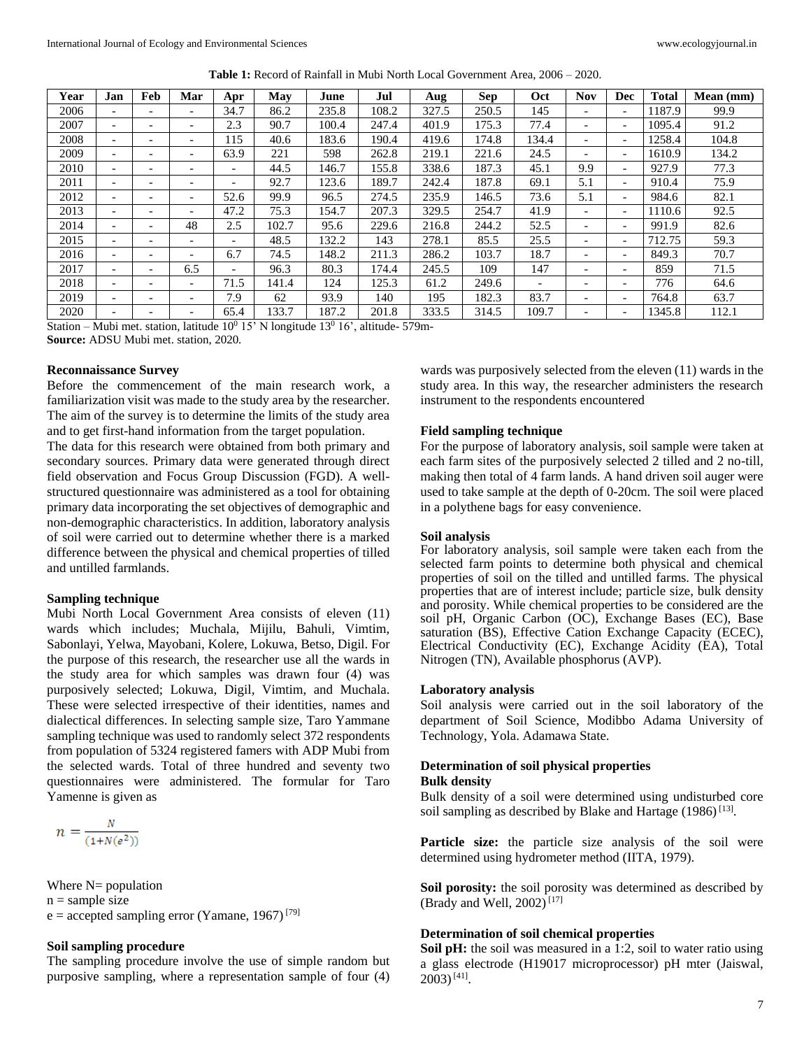**Table 1:** Record of Rainfall in Mubi North Local Government Area, 2006 – 2020.

| Year | Jan | Feb | Mar | Apr | May | June | Jul | Aug | Sep | Oct | Nov | Dec | Total | Mean (mm) |
|---|---|---|---|---|---|---|---|---|---|---|---|---|---|---|
| 2006 | - | - | - | 34.7 | 86.2 | 235.8 | 108.2 | 327.5 | 250.5 | 145 | - | - | 1187.9 | 99.9 |
| 2007 | - | - | - | 2.3 | 90.7 | 100.4 | 247.4 | 401.9 | 175.3 | 77.4 | - | - | 1095.4 | 91.2 |
| 2008 | - | - | - | 115 | 40.6 | 183.6 | 190.4 | 419.6 | 174.8 | 134.4 | - | - | 1258.4 | 104.8 |
| 2009 | - | - | - | 63.9 | 221 | 598 | 262.8 | 219.1 | 221.6 | 24.5 | - | - | 1610.9 | 134.2 |
| 2010 | - | - | - | - | 44.5 | 146.7 | 155.8 | 338.6 | 187.3 | 45.1 | 9.9 | - | 927.9 | 77.3 |
| 2011 | - | - | - | - | 92.7 | 123.6 | 189.7 | 242.4 | 187.8 | 69.1 | 5.1 | - | 910.4 | 75.9 |
| 2012 | - | - | - | 52.6 | 99.9 | 96.5 | 274.5 | 235.9 | 146.5 | 73.6 | 5.1 | - | 984.6 | 82.1 |
| 2013 | - | - | - | 47.2 | 75.3 | 154.7 | 207.3 | 329.5 | 254.7 | 41.9 | - | - | 1110.6 | 92.5 |
| 2014 | - | - | 48 | 2.5 | 102.7 | 95.6 | 229.6 | 216.8 | 244.2 | 52.5 | - | - | 991.9 | 82.6 |
| 2015 | - | - | - | - | 48.5 | 132.2 | 143 | 278.1 | 85.5 | 25.5 | - | - | 712.75 | 59.3 |
| 2016 | - | - | - | 6.7 | 74.5 | 148.2 | 211.3 | 286.2 | 103.7 | 18.7 | - | - | 849.3 | 70.7 |
| 2017 | - | - | 6.5 | - | 96.3 | 80.3 | 174.4 | 245.5 | 109 | 147 | - | - | 859 | 71.5 |
| 2018 | - | - | - | 71.5 | 141.4 | 124 | 125.3 | 61.2 | 249.6 | - | - | - | 776 | 64.6 |
| 2019 | - | - | - | 7.9 | 62 | 93.9 | 140 | 195 | 182.3 | 83.7 | - | - | 764.8 | 63.7 |
| 2020 | - | - | - | 65.4 | 133.7 | 187.2 | 201.8 | 333.5 | 314.5 | 109.7 | - | - | 1345.8 | 112.1 |

Station – Mubi met. station, latitude $10^0$ 15' N longitude $13^0$ 16', altitude- 579m-

**Source:** ADSU Mubi met. station, 2020.

### Reconnaissance Survey

Before the commencement of the main research work, a familiarization visit was made to the study area by the researcher. The aim of the survey is to determine the limits of the study area and to get first-hand information from the target population.

The data for this research were obtained from both primary and secondary sources. Primary data were generated through direct field observation and Focus Group Discussion (FGD). A well-structured questionnaire was administered as a tool for obtaining primary data incorporating the set objectives of demographic and non-demographic characteristics. In addition, laboratory analysis of soil were carried out to determine whether there is a marked difference between the physical and chemical properties of tilled and untilled farmlands.

### Sampling technique

Mubi North Local Government Area consists of eleven (11) wards which includes; Muchala, Mijilu, Bahuli, Vimtim, Sabonlayi, Yelwa, Mayobani, Kolere, Lokuwa, Betso, Digil. For the purpose of this research, the researcher use all the wards in the study area for which samples was drawn four (4) was purposively selected; Lokuwa, Digil, Vimtim, and Muchala. These were selected irrespective of their identities, names and dialectical differences. In selecting sample size, Taro Yammane sampling technique was used to randomly select 372 respondents from population of 5324 registered famers with ADP Mubi from the selected wards. Total of three hundred and seventy two questionnaires were administered. The formular for Taro Yamenne is given as

$$n = \frac{N}{(1+N(e^2))}$$

Where N= population

n = sample size

e = accepted sampling error (Yamane, 1967) [79]

### Soil sampling procedure

The sampling procedure involve the use of simple random but purposive sampling, where a representation sample of four (4) wards was purposively selected from the eleven (11) wards in the study area. In this way, the researcher administers the research instrument to the respondents encountered

### Field sampling technique

For the purpose of laboratory analysis, soil sample were taken at each farm sites of the purposively selected 2 tilled and 2 no-till, making then total of 4 farm lands. A hand driven soil auger were used to take sample at the depth of 0-20cm. The soil were placed in a polythene bags for easy convenience.

### Soil analysis

For laboratory analysis, soil sample were taken each from the selected farm points to determine both physical and chemical properties of soil on the tilled and untilled farms. The physical properties that are of interest include; particle size, bulk density and porosity. While chemical properties to be considered are the soil pH, Organic Carbon (OC), Exchange Bases (EC), Base saturation (BS), Effective Cation Exchange Capacity (ECEC), Electrical Conductivity (EC), Exchange Acidity (EA), Total Nitrogen (TN), Available phosphorus (AVP).

### Laboratory analysis

Soil analysis were carried out in the soil laboratory of the department of Soil Science, Modibbo Adama University of Technology, Yola. Adamawa State.

### Determination of soil physical properties

#### Bulk density

Bulk density of a soil were determined using undisturbed core soil sampling as described by Blake and Hartage (1986) [13].

**Particle size:** the particle size analysis of the soil were determined using hydrometer method (IITA, 1979).

**Soil porosity:** the soil porosity was determined as described by (Brady and Well, 2002) [17]

### Determination of soil chemical properties

**Soil pH:** the soil was measured in a 1:2, soil to water ratio using a glass electrode (H19017 microprocessor) pH mter (Jaiswal, 2003) [41].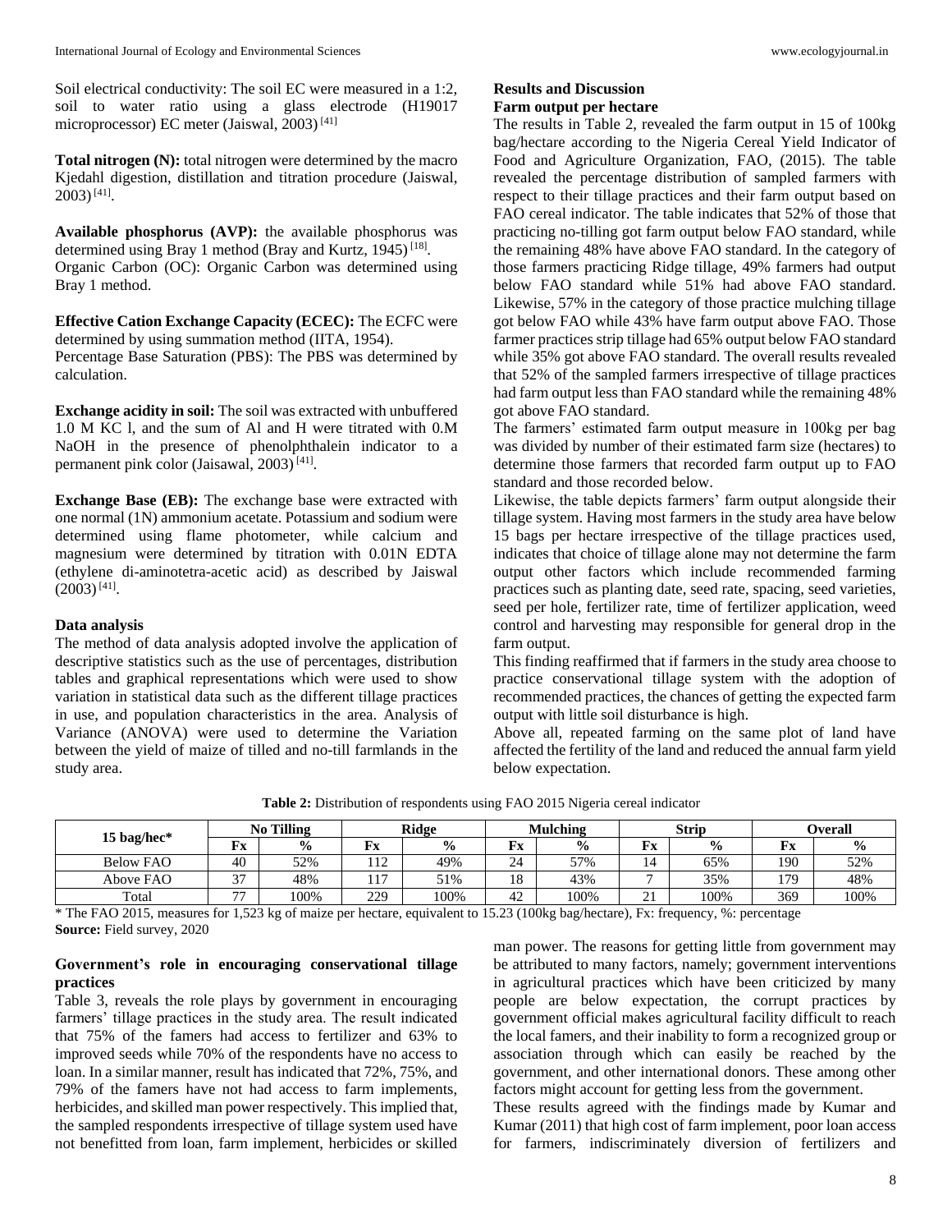Soil electrical conductivity: The soil EC were measured in a 1:2, soil to water ratio using a glass electrode (H19017 microprocessor) EC meter (Jaiswal, 2003) [41]

**Total nitrogen (N):** total nitrogen were determined by the macro Kjedahl digestion, distillation and titration procedure (Jaiswal, 2003) [41].

**Available phosphorus (AVP):** the available phosphorus was determined using Bray 1 method (Bray and Kurtz, 1945) [18].
Organic Carbon (OC): Organic Carbon was determined using Bray 1 method.

**Effective Cation Exchange Capacity (ECEC):** The ECFC were determined by using summation method (IITA, 1954).
Percentage Base Saturation (PBS): The PBS was determined by calculation.

**Exchange acidity in soil:** The soil was extracted with unbuffered 1.0 M KC l, and the sum of Al and H were titrated with 0.M NaOH in the presence of phenolphthalein indicator to a permanent pink color (Jaisawal, 2003) [41].

**Exchange Base (EB):** The exchange base were extracted with one normal (1N) ammonium acetate. Potassium and sodium were determined using flame photometer, while calcium and magnesium were determined by titration with 0.01N EDTA (ethylene di-aminotetra-acetic acid) as described by Jaiswal (2003) [41].

### Data analysis

The method of data analysis adopted involve the application of descriptive statistics such as the use of percentages, distribution tables and graphical representations which were used to show variation in statistical data such as the different tillage practices in use, and population characteristics in the area. Analysis of Variance (ANOVA) were used to determine the Variation between the yield of maize of tilled and no-till farmlands in the study area.

## Results and Discussion

### Farm output per hectare

The results in Table 2, revealed the farm output in 15 of 100kg bag/hectare according to the Nigeria Cereal Yield Indicator of Food and Agriculture Organization, FAO, (2015). The table revealed the percentage distribution of sampled farmers with respect to their tillage practices and their farm output based on FAO cereal indicator. The table indicates that 52% of those that practicing no-tilling got farm output below FAO standard, while the remaining 48% have above FAO standard. In the category of those farmers practicing Ridge tillage, 49% farmers had output below FAO standard while 51% had above FAO standard. Likewise, 57% in the category of those practice mulching tillage got below FAO while 43% have farm output above FAO. Those farmer practices strip tillage had 65% output below FAO standard while 35% got above FAO standard. The overall results revealed that 52% of the sampled farmers irrespective of tillage practices had farm output less than FAO standard while the remaining 48% got above FAO standard.

The farmers' estimated farm output measure in 100kg per bag was divided by number of their estimated farm size (hectares) to determine those farmers that recorded farm output up to FAO standard and those recorded below.

Likewise, the table depicts farmers' farm output alongside their tillage system. Having most farmers in the study area have below 15 bags per hectare irrespective of the tillage practices used, indicates that choice of tillage alone may not determine the farm output other factors which include recommended farming practices such as planting date, seed rate, spacing, seed varieties, seed per hole, fertilizer rate, time of fertilizer application, weed control and harvesting may responsible for general drop in the farm output.

This finding reaffirmed that if farmers in the study area choose to practice conservational tillage system with the adoption of recommended practices, the chances of getting the expected farm output with little soil disturbance is high.

Above all, repeated farming on the same plot of land have affected the fertility of the land and reduced the annual farm yield below expectation.

**Table 2:** Distribution of respondents using FAO 2015 Nigeria cereal indicator

| 15 bag/hec* | No Tilling | | Ridge | | Mulching | | Strip | | Overall | |
|---|---|---|---|---|---|---|---|---|---|---|
| | Fx | % | Fx | % | Fx | % | Fx | % | Fx | % |
| Below FAO | 40 | 52% | 112 | 49% | 24 | 57% | 14 | 65% | 190 | 52% |
| Above FAO | 37 | 48% | 117 | 51% | 18 | 43% | 7 | 35% | 179 | 48% |
| Total | 77 | 100% | 229 | 100% | 42 | 100% | 21 | 100% | 369 | 100% |

\* The FAO 2015, measures for 1,523 kg of maize per hectare, equivalent to 15.23 (100kg bag/hectare), Fx: frequency, %: percentage
**Source:** Field survey, 2020

### Government's role in encouraging conservational tillage practices

Table 3, reveals the role plays by government in encouraging farmers' tillage practices in the study area. The result indicated that 75% of the famers had access to fertilizer and 63% to improved seeds while 70% of the respondents have no access to loan. In a similar manner, result has indicated that 72%, 75%, and 79% of the famers have not had access to farm implements, herbicides, and skilled man power respectively. This implied that, the sampled respondents irrespective of tillage system used have not benefitted from loan, farm implement, herbicides or skilled man power. The reasons for getting little from government may be attributed to many factors, namely; government interventions in agricultural practices which have been criticized by many people are below expectation, the corrupt practices by government official makes agricultural facility difficult to reach the local famers, and their inability to form a recognized group or association through which can easily be reached by the government, and other international donors. These among other factors might account for getting less from the government.

These results agreed with the findings made by Kumar and Kumar (2011) that high cost of farm implement, poor loan access for farmers, indiscriminately diversion of fertilizers and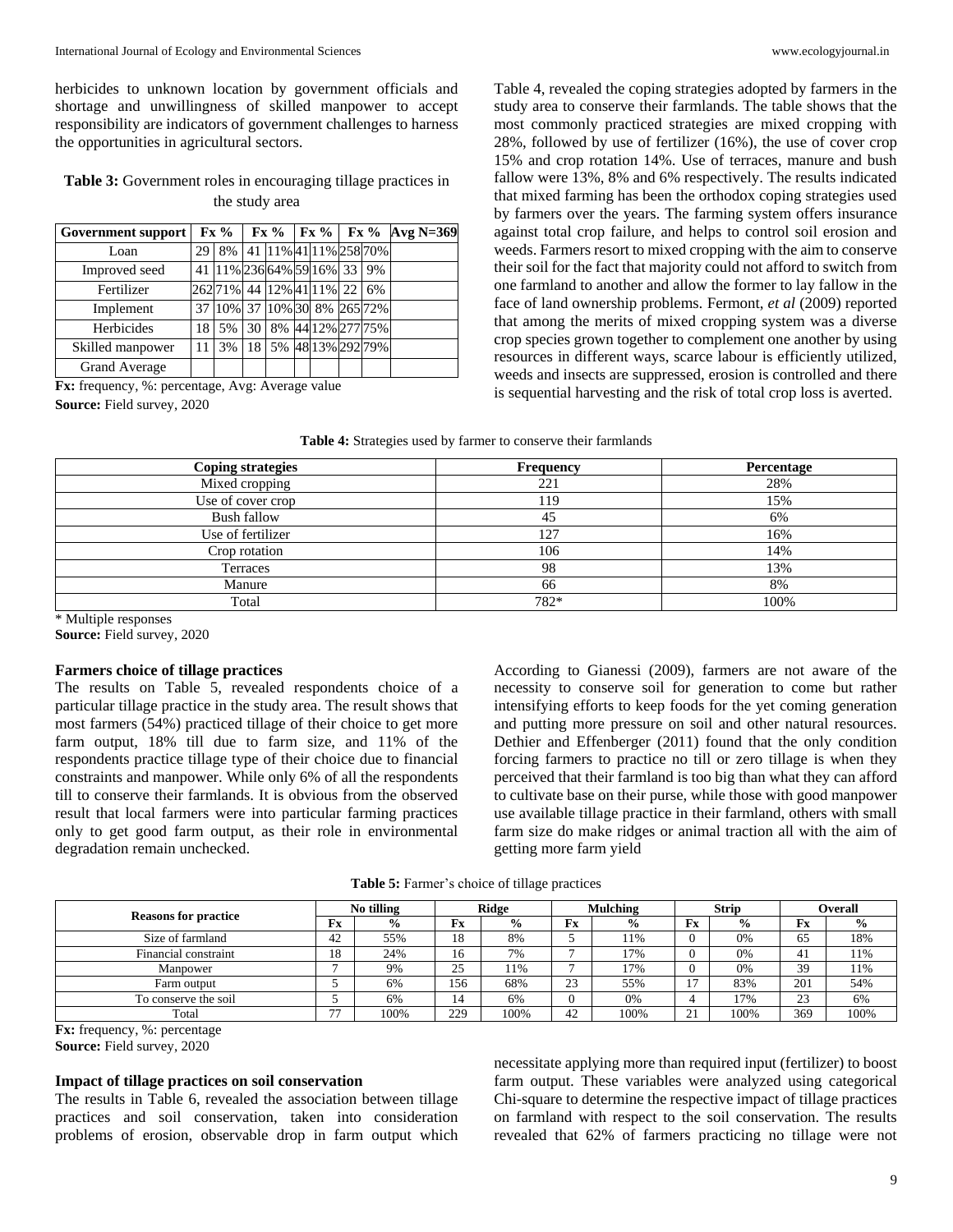herbicides to unknown location by government officials and shortage and unwillingness of skilled manpower to accept responsibility are indicators of government challenges to harness the opportunities in agricultural sectors.

**Table 3:** Government roles in encouraging tillage practices in the study area

| Government support | Fx | % | Fx | % | Fx | % | Fx | % | Avg N=369 |
|---|---|---|---|---|---|---|---|---|---|
| Loan | 29 | 8% | 41 | 11% | 41 | 11% | 258 | 70% | |
| Improved seed | 41 | 11% | 236 | 64% | 59 | 16% | 33 | 9% | |
| Fertilizer | 262 | 71% | 44 | 12% | 41 | 11% | 22 | 6% | |
| Implement | 37 | 10% | 37 | 10% | 30 | 8% | 265 | 72% | |
| Herbicides | 18 | 5% | 30 | 8% | 44 | 12% | 277 | 75% | |
| Skilled manpower | 11 | 3% | 18 | 5% | 48 | 13% | 292 | 79% | |
| Grand Average | | | | | | | | | |

**Fx:** frequency, %: percentage, Avg: Average value
**Source:** Field survey, 2020

Table 4, revealed the coping strategies adopted by farmers in the study area to conserve their farmlands. The table shows that the most commonly practiced strategies are mixed cropping with 28%, followed by use of fertilizer (16%), the use of cover crop 15% and crop rotation 14%. Use of terraces, manure and bush fallow were 13%, 8% and 6% respectively. The results indicated that mixed farming has been the orthodox coping strategies used by farmers over the years. The farming system offers insurance against total crop failure, and helps to control soil erosion and weeds. Farmers resort to mixed cropping with the aim to conserve their soil for the fact that majority could not afford to switch from one farmland to another and allow the former to lay fallow in the face of land ownership problems. Fermont, *et al* (2009) reported that among the merits of mixed cropping system was a diverse crop species grown together to complement one another by using resources in different ways, scarce labour is efficiently utilized, weeds and insects are suppressed, erosion is controlled and there is sequential harvesting and the risk of total crop loss is averted.

**Table 4:** Strategies used by farmer to conserve their farmlands

| Coping strategies | Frequency | Percentage |
|---|---|---|
| Mixed cropping | 221 | 28% |
| Use of cover crop | 119 | 15% |
| Bush fallow | 45 | 6% |
| Use of fertilizer | 127 | 16% |
| Crop rotation | 106 | 14% |
| Terraces | 98 | 13% |
| Manure | 66 | 8% |
| Total | 782* | 100% |

\* Multiple responses
**Source:** Field survey, 2020

### Farmers choice of tillage practices

The results on Table 5, revealed respondents choice of a particular tillage practice in the study area. The result shows that most farmers (54%) practiced tillage of their choice to get more farm output, 18% till due to farm size, and 11% of the respondents practice tillage type of their choice due to financial constraints and manpower. While only 6% of all the respondents till to conserve their farmlands. It is obvious from the observed result that local farmers were into particular farming practices only to get good farm output, as their role in environmental degradation remain unchecked.

According to Gianessi (2009), farmers are not aware of the necessity to conserve soil for generation to come but rather intensifying efforts to keep foods for the yet coming generation and putting more pressure on soil and other natural resources. Dethier and Effenberger (2011) found that the only condition forcing farmers to practice no till or zero tillage is when they perceived that their farmland is too big than what they can afford to cultivate base on their purse, while those with good manpower use available tillage practice in their farmland, others with small farm size do make ridges or animal traction all with the aim of getting more farm yield

**Table 5:** Farmer's choice of tillage practices

| Reasons for practice | No tilling | | Ridge | | Mulching | | Strip | | Overall | |
|---|---|---|---|---|---|---|---|---|---|---|
| | Fx | % | Fx | % | Fx | % | Fx | % | Fx | % |
| Size of farmland | 42 | 55% | 18 | 8% | 5 | 11% | 0 | 0% | 65 | 18% |
| Financial constraint | 18 | 24% | 16 | 7% | 7 | 17% | 0 | 0% | 41 | 11% |
| Manpower | 7 | 9% | 25 | 11% | 7 | 17% | 0 | 0% | 39 | 11% |
| Farm output | 5 | 6% | 156 | 68% | 23 | 55% | 17 | 83% | 201 | 54% |
| To conserve the soil | 5 | 6% | 14 | 6% | 0 | 0% | 4 | 17% | 23 | 6% |
| Total | 77 | 100% | 229 | 100% | 42 | 100% | 21 | 100% | 369 | 100% |

**Fx:** frequency, %: percentage
**Source:** Field survey, 2020

### Impact of tillage practices on soil conservation

The results in Table 6, revealed the association between tillage practices and soil conservation, taken into consideration problems of erosion, observable drop in farm output which necessitate applying more than required input (fertilizer) to boost farm output. These variables were analyzed using categorical Chi-square to determine the respective impact of tillage practices on farmland with respect to the soil conservation. The results revealed that 62% of farmers practicing no tillage were not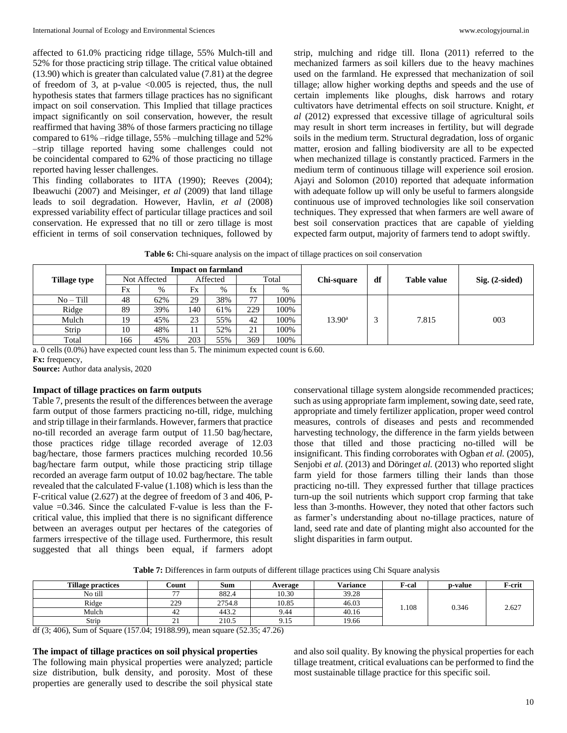affected to 61.0% practicing ridge tillage, 55% Mulch-till and 52% for those practicing strip tillage. The critical value obtained (13.90) which is greater than calculated value (7.81) at the degree of freedom of 3, at p-value <0.005 is rejected, thus, the null hypothesis states that farmers tillage practices has no significant impact on soil conservation. This Implied that tillage practices impact significantly on soil conservation, however, the result reaffirmed that having 38% of those farmers practicing no tillage compared to 61% –ridge tillage, 55% –mulching tillage and 52% –strip tillage reported having some challenges could not be coincidental compared to 62% of those practicing no tillage reported having lesser challenges.

This finding collaborates to IITA (1990); Reeves (2004); Ibeawuchi (2007) and Meisinger, *et al* (2009) that land tillage leads to soil degradation. However, Havlin, *et al* (2008) expressed variability effect of particular tillage practices and soil conservation. He expressed that no till or zero tillage is most efficient in terms of soil conservation techniques, followed by strip, mulching and ridge till. Ilona (2011) referred to the mechanized farmers as soil killers due to the heavy machines used on the farmland. He expressed that mechanization of soil tillage; allow higher working depths and speeds and the use of certain implements like ploughs, disk harrows and rotary cultivators have detrimental effects on soil structure. Knight, *et al* (2012) expressed that excessive tillage of agricultural soils may result in short term increases in fertility, but will degrade soils in the medium term. Structural degradation, loss of organic matter, erosion and falling biodiversity are all to be expected when mechanized tillage is constantly practiced. Farmers in the medium term of continuous tillage will experience soil erosion. Ajayi and Solomon (2010) reported that adequate information with adequate follow up will only be useful to farmers alongside continuous use of improved technologies like soil conservation techniques. They expressed that when farmers are well aware of best soil conservation practices that are capable of yielding expected farm output, majority of farmers tend to adopt swiftly.

**Table 6:** Chi-square analysis on the impact of tillage practices on soil conservation

| Tillage type | Impact on farmland | | | | | | Chi-square | df | Table value | Sig. (2-sided) |
|---|---|---|---|---|---|---|---|---|---|---|
| | Not Affected | | Affected | | Total | | | | | |
| | Fx | % | Fx | % | fx | % | | | | |
| No – Till | 48 | 62% | 29 | 38% | 77 | 100% | 13.90[a] | 3 | 7.815 | 003 |
| Ridge | 89 | 39% | 140 | 61% | 229 | 100% | | | | |
| Mulch | 19 | 45% | 23 | 55% | 42 | 100% | | | | |
| Strip | 10 | 48% | 11 | 52% | 21 | 100% | | | | |
| Total | 166 | 45% | 203 | 55% | 369 | 100% | | | | |

a. 0 cells (0.0%) have expected count less than 5. The minimum expected count is 6.60.

**Fx:** frequency,

**Source:** Author data analysis, 2020

### Impact of tillage practices on farm outputs

Table 7, presents the result of the differences between the average farm output of those farmers practicing no-till, ridge, mulching and strip tillage in their farmlands. However, farmers that practice no-till recorded an average farm output of 11.50 bag/hectare, those practices ridge tillage recorded average of 12.03 bag/hectare, those farmers practices mulching recorded 10.56 bag/hectare farm output, while those practicing strip tillage recorded an average farm output of 10.02 bag/hectare. The table revealed that the calculated F-value (1.108) which is less than the F-critical value (2.627) at the degree of freedom of 3 and 406, P-value =0.346. Since the calculated F-value is less than the F-critical value, this implied that there is no significant difference between an averages output per hectares of the categories of farmers irrespective of the tillage used. Furthermore, this result suggested that all things been equal, if farmers adopt conservational tillage system alongside recommended practices; such as using appropriate farm implement, sowing date, seed rate, appropriate and timely fertilizer application, proper weed control measures, controls of diseases and pests and recommended harvesting technology, the difference in the farm yields between those that tilled and those practicing no-tilled will be insignificant. This finding corroborates with Ogban *et al.* (2005), Senjobi *et al.* (2013) and Döring*et al.* (2013) who reported slight farm yield for those farmers tilling their lands than those practicing no-till. They expressed further that tillage practices turn-up the soil nutrients which support crop farming that take less than 3-months. However, they noted that other factors such as farmer's understanding about no-tillage practices, nature of land, seed rate and date of planting might also accounted for the slight disparities in farm output.

**Table 7:** Differences in farm outputs of different tillage practices using Chi Square analysis

| Tillage practices | Count | Sum | Average | Variance | F-cal | p-value | F-crit |
|---|---|---|---|---|---|---|---|
| No till | 77 | 882.4 | 10.30 | 39.28 | 1.108 | 0.346 | 2.627 |
| Ridge | 229 | 2754.8 | 10.85 | 46.03 | | | |
| Mulch | 42 | 443.2 | 9.44 | 40.16 | | | |
| Strip | 21 | 210.5 | 9.15 | 19.66 | | | |

df (3; 406), Sum of Square (157.04; 19188.99), mean square (52.35; 47.26)

### The impact of tillage practices on soil physical properties

The following main physical properties were analyzed; particle size distribution, bulk density, and porosity. Most of these properties are generally used to describe the soil physical state and also soil quality. By knowing the physical properties for each tillage treatment, critical evaluations can be performed to find the most sustainable tillage practice for this specific soil.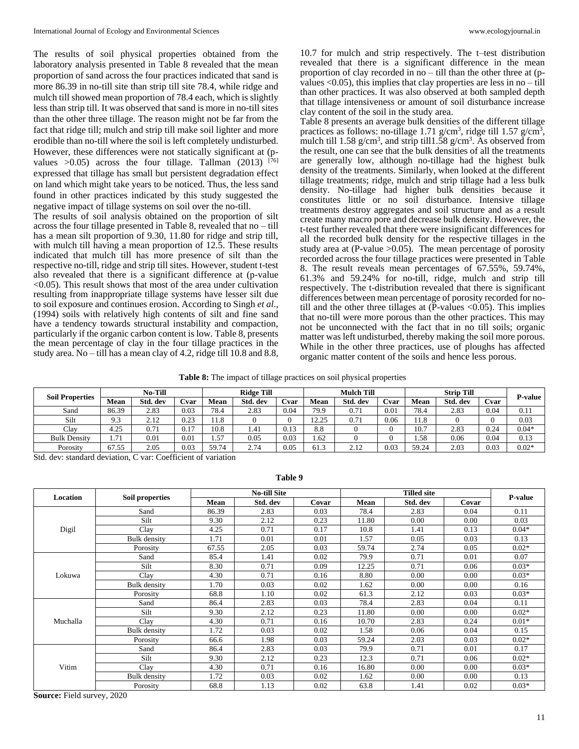The results of soil physical properties obtained from the laboratory analysis presented in Table 8 revealed that the mean proportion of sand across the four practices indicated that sand is more 86.39 in no-till site than strip till site 78.4, while ridge and mulch till showed mean proportion of 78.4 each, which is slightly less than strip till. It was observed that sand is more in no-till sites than the other three tillage. The reason might not be far from the fact that ridge till; mulch and strip till make soil lighter and more erodible than no-till where the soil is left completely undisturbed. However, these differences were not statically significant at (p-values >0.05) across the four tillage. Tallman (2013) [76] expressed that tillage has small but persistent degradation effect on land which might take years to be noticed. Thus, the less sand found in other practices indicated by this study suggested the negative impact of tillage systems on soil over the no-till.

The results of soil analysis obtained on the proportion of silt across the four tillage presented in Table 8, revealed that no – till has a mean silt proportion of 9.30, 11.80 for ridge and strip till, with mulch till having a mean proportion of 12.5. These results indicated that mulch till has more presence of silt than the respective no-till, ridge and strip till sites. However, student t-test also revealed that there is a significant difference at (p-value <0.05). This result shows that most of the area under cultivation resulting from inappropriate tillage systems have lesser silt due to soil exposure and continues erosion. According to Singh *et al*., (1994) soils with relatively high contents of silt and fine sand have a tendency towards structural instability and compaction, particularly if the organic carbon content is low. Table 8, presents the mean percentage of clay in the four tillage practices in the study area. No – till has a mean clay of 4.2, ridge till 10.8 and 8.8, 10.7 for mulch and strip respectively. The t–test distribution revealed that there is a significant difference in the mean proportion of clay recorded in no – till than the other three at (p-values <0.05), this implies that clay properties are less in no – till than other practices. It was also observed at both sampled depth that tillage intensiveness or amount of soil disturbance increase clay content of the soil in the study area.

Table 8 presents an average bulk densities of the different tillage practices as follows: no-tillage 1.71 g/cm$^3$, ridge till 1.57 g/cm$^3$, mulch till 1.58 g/cm$^3$, and strip till1.58 g/cm$^3$. As observed from the result, one can see that the bulk densities of all the treatments are generally low, although no-tillage had the highest bulk density of the treatments. Similarly, when looked at the different tillage treatments; ridge, mulch and strip tillage had a less bulk density. No-tillage had higher bulk densities because it constitutes little or no soil disturbance. Intensive tillage treatments destroy aggregates and soil structure and as a result create many macro pore and decrease bulk density. However, the t-test further revealed that there were insignificant differences for all the recorded bulk density for the respective tillages in the study area at (P-value >0.05). The mean percentage of porosity recorded across the four tillage practices were presented in Table 8. The result reveals mean percentages of 67.55%, 59.74%, 61.3% and 59.24% for no-till, ridge, mulch and strip till respectively. The t-distribution revealed that there is significant differences between mean percentage of porosity recorded for no-till and the other three tillages at (P-values <0.05). This implies that no-till were more porous than the other practices. This may not be unconnected with the fact that in no till soils; organic matter was left undisturbed, thereby making the soil more porous. While in the other three practices, use of ploughs has affected organic matter content of the soils and hence less porous.

**Table 8:** The impact of tillage practices on soil physical properties

| Soil Properties | No-Till | | | Ridge Till | | | Mulch Till | | | Strip Till | | | P-value |
|---|---|---|---|---|---|---|---|---|---|---|---|---|---|
| | Mean | Std. dev | Cvar | Mean | Std. dev | Cvar | Mean | Std. dev | Cvar | Mean | Std. dev | Cvar | |
| Sand | 86.39 | 2.83 | 0.03 | 78.4 | 2.83 | 0.04 | 79.9 | 0.71 | 0.01 | 78.4 | 2.83 | 0.04 | 0.11 |
| Silt | 9.3 | 2.12 | 0.23 | 11.8 | 0 | 0 | 12.25 | 0.71 | 0.06 | 11.8 | 0 | 0 | 0.03 |
| Clay | 4.25 | 0.71 | 0.17 | 10.8 | 1.41 | 0.13 | 8.8 | 0 | 0 | 10.7 | 2.83 | 0.24 | 0.04* |
| Bulk Density | 1.71 | 0.01 | 0.01 | 1.57 | 0.05 | 0.03 | 1.62 | 0 | 0 | 1.58 | 0.06 | 0.04 | 0.13 |
| Porosity | 67.55 | 2.05 | 0.03 | 59.74 | 2.74 | 0.05 | 61.3 | 2.12 | 0.03 | 59.24 | 2.03 | 0.03 | 0.02* |

Std. dev: standard deviation, C var: Coefficient of variation

**Table 9**

| Location | Soil properties | No-till Site | | | Tilled site | | | P-value |
|---|---|---|---|---|---|---|---|---|
| | | Mean | Std. dev | Covar | Mean | Std. dev | Covar | |
| Digil | Sand | 86.39 | 2.83 | 0.03 | 78.4 | 2.83 | 0.04 | 0.11 |
| | Silt | 9.30 | 2.12 | 0.23 | 11.80 | 0.00 | 0.00 | 0.03 |
| | Clay | 4.25 | 0.71 | 0.17 | 10.8 | 1.41 | 0.13 | 0.04* |
| | Bulk density | 1.71 | 0.01 | 0.01 | 1.57 | 0.05 | 0.03 | 0.13 |
| | Porosity | 67.55 | 2.05 | 0.03 | 59.74 | 2.74 | 0.05 | 0.02* |
| Lokuwa | Sand | 85.4 | 1.41 | 0.02 | 79.9 | 0.71 | 0.01 | 0.07 |
| | Silt | 8.30 | 0.71 | 0.09 | 12.25 | 0.71 | 0.06 | 0.03* |
| | Clay | 4.30 | 0.71 | 0.16 | 8.80 | 0.00 | 0.00 | 0.03* |
| | Bulk density | 1.70 | 0.03 | 0.02 | 1.62 | 0.00 | 0.00 | 0.16 |
| | Porosity | 68.8 | 1.10 | 0.02 | 61.3 | 2.12 | 0.03 | 0.03* |
| Muchalla | Sand | 86.4 | 2.83 | 0.03 | 78.4 | 2.83 | 0.04 | 0.11 |
| | Silt | 9.30 | 2.12 | 0.23 | 11.80 | 0.00 | 0.00 | 0.02* |
| | Clay | 4.30 | 0.71 | 0.16 | 10.70 | 2.83 | 0.24 | 0.01* |
| | Bulk density | 1.72 | 0.03 | 0.02 | 1.58 | 0.06 | 0.04 | 0.15 |
| | Porosity | 66.6 | 1.98 | 0.03 | 59.24 | 2.03 | 0.03 | 0.02* |
| Vitim | Sand | 86.4 | 2.83 | 0.03 | 79.9 | 0.71 | 0.01 | 0.17 |
| | Silt | 9.30 | 2.12 | 0.23 | 12.3 | 0.71 | 0.06 | 0.02* |
| | Clay | 4.30 | 0.71 | 0.16 | 16.80 | 0.00 | 0.00 | 0.03* |
| | Bulk density | 1.72 | 0.03 | 0.02 | 1.62 | 0.00 | 0.00 | 0.13 |
| | Porosity | 68.8 | 1.13 | 0.02 | 63.8 | 1.41 | 0.02 | 0.03* |

**Source:** Field survey, 2020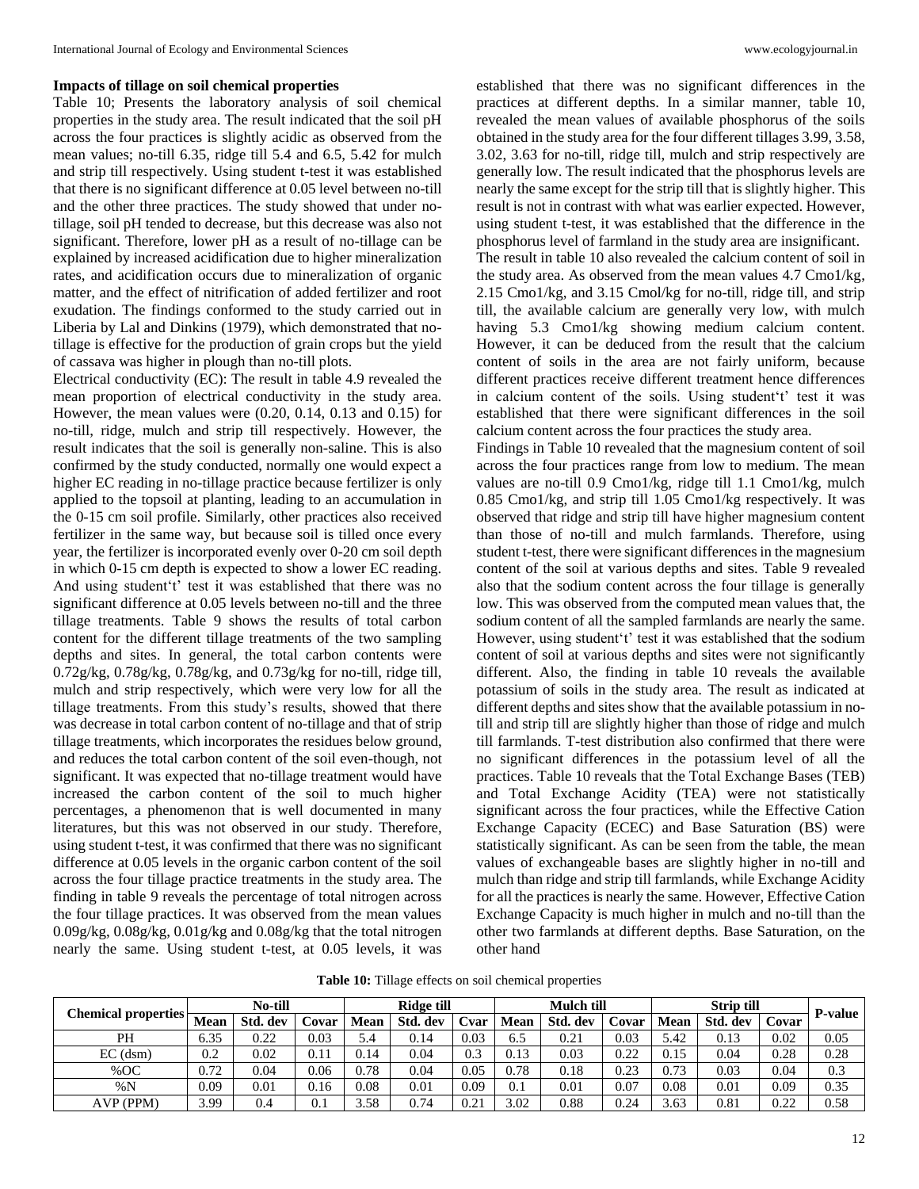### Impacts of tillage on soil chemical properties

Table 10; Presents the laboratory analysis of soil chemical properties in the study area. The result indicated that the soil pH across the four practices is slightly acidic as observed from the mean values; no-till 6.35, ridge till 5.4 and 6.5, 5.42 for mulch and strip till respectively. Using student t-test it was established that there is no significant difference at 0.05 level between no-till and the other three practices. The study showed that under no-tillage, soil pH tended to decrease, but this decrease was also not significant. Therefore, lower pH as a result of no-tillage can be explained by increased acidification due to higher mineralization rates, and acidification occurs due to mineralization of organic matter, and the effect of nitrification of added fertilizer and root exudation. The findings conformed to the study carried out in Liberia by Lal and Dinkins (1979), which demonstrated that no-tillage is effective for the production of grain crops but the yield of cassava was higher in plough than no-till plots.

Electrical conductivity (EC): The result in table 4.9 revealed the mean proportion of electrical conductivity in the study area. However, the mean values were (0.20, 0.14, 0.13 and 0.15) for no-till, ridge, mulch and strip till respectively. However, the result indicates that the soil is generally non-saline. This is also confirmed by the study conducted, normally one would expect a higher EC reading in no-tillage practice because fertilizer is only applied to the topsoil at planting, leading to an accumulation in the 0-15 cm soil profile. Similarly, other practices also received fertilizer in the same way, but because soil is tilled once every year, the fertilizer is incorporated evenly over 0-20 cm soil depth in which 0-15 cm depth is expected to show a lower EC reading. And using student't' test it was established that there was no significant difference at 0.05 levels between no-till and the three tillage treatments. Table 9 shows the results of total carbon content for the different tillage treatments of the two sampling depths and sites. In general, the total carbon contents were 0.72g/kg, 0.78g/kg, 0.78g/kg, and 0.73g/kg for no-till, ridge till, mulch and strip respectively, which were very low for all the tillage treatments. From this study's results, showed that there was decrease in total carbon content of no-tillage and that of strip tillage treatments, which incorporates the residues below ground, and reduces the total carbon content of the soil even-though, not significant. It was expected that no-tillage treatment would have increased the carbon content of the soil to much higher percentages, a phenomenon that is well documented in many literatures, but this was not observed in our study. Therefore, using student t-test, it was confirmed that there was no significant difference at 0.05 levels in the organic carbon content of the soil across the four tillage practice treatments in the study area. The finding in table 9 reveals the percentage of total nitrogen across the four tillage practices. It was observed from the mean values 0.09g/kg, 0.08g/kg, 0.01g/kg and 0.08g/kg that the total nitrogen nearly the same. Using student t-test, at 0.05 levels, it was established that there was no significant differences in the practices at different depths. In a similar manner, table 10, revealed the mean values of available phosphorus of the soils obtained in the study area for the four different tillages 3.99, 3.58, 3.02, 3.63 for no-till, ridge till, mulch and strip respectively are generally low. The result indicated that the phosphorus levels are nearly the same except for the strip till that is slightly higher. This result is not in contrast with what was earlier expected. However, using student t-test, it was established that the difference in the phosphorus level of farmland in the study area are insignificant.

The result in table 10 also revealed the calcium content of soil in the study area. As observed from the mean values 4.7 Cmo1/kg, 2.15 Cmo1/kg, and 3.15 Cmol/kg for no-till, ridge till, and strip till, the available calcium are generally very low, with mulch having 5.3 Cmo1/kg showing medium calcium content. However, it can be deduced from the result that the calcium content of soils in the area are not fairly uniform, because different practices receive different treatment hence differences in calcium content of the soils. Using student't' test it was established that there were significant differences in the soil calcium content across the four practices the study area.

Findings in Table 10 revealed that the magnesium content of soil across the four practices range from low to medium. The mean values are no-till 0.9 Cmo1/kg, ridge till 1.1 Cmo1/kg, mulch 0.85 Cmo1/kg, and strip till 1.05 Cmo1/kg respectively. It was observed that ridge and strip till have higher magnesium content than those of no-till and mulch farmlands. Therefore, using student t-test, there were significant differences in the magnesium content of the soil at various depths and sites. Table 9 revealed also that the sodium content across the four tillage is generally low. This was observed from the computed mean values that, the sodium content of all the sampled farmlands are nearly the same. However, using student't' test it was established that the sodium content of soil at various depths and sites were not significantly different. Also, the finding in table 10 reveals the available potassium of soils in the study area. The result as indicated at different depths and sites show that the available potassium in no-till and strip till are slightly higher than those of ridge and mulch till farmlands. T-test distribution also confirmed that there were no significant differences in the potassium level of all the practices. Table 10 reveals that the Total Exchange Bases (TEB) and Total Exchange Acidity (TEA) were not statistically significant across the four practices, while the Effective Cation Exchange Capacity (ECEC) and Base Saturation (BS) were statistically significant. As can be seen from the table, the mean values of exchangeable bases are slightly higher in no-till and mulch than ridge and strip till farmlands, while Exchange Acidity for all the practices is nearly the same. However, Effective Cation Exchange Capacity is much higher in mulch and no-till than the other two farmlands at different depths. Base Saturation, on the other hand

**Table 10:** Tillage effects on soil chemical properties

| Chemical properties | No-till | | | Ridge till | | | Mulch till | | | Strip till | | | P-value |
|---|---|---|---|---|---|---|---|---|---|---|---|---|---|
| | Mean | Std. dev | Covar | Mean | Std. dev | Cvar | Mean | Std. dev | Covar | Mean | Std. dev | Covar | |
| PH | 6.35 | 0.22 | 0.03 | 5.4 | 0.14 | 0.03 | 6.5 | 0.21 | 0.03 | 5.42 | 0.13 | 0.02 | 0.05 |
| EC (dsm) | 0.2 | 0.02 | 0.11 | 0.14 | 0.04 | 0.3 | 0.13 | 0.03 | 0.22 | 0.15 | 0.04 | 0.28 | 0.28 |
| %OC | 0.72 | 0.04 | 0.06 | 0.78 | 0.04 | 0.05 | 0.78 | 0.18 | 0.23 | 0.73 | 0.03 | 0.04 | 0.3 |
| %N | 0.09 | 0.01 | 0.16 | 0.08 | 0.01 | 0.09 | 0.1 | 0.01 | 0.07 | 0.08 | 0.01 | 0.09 | 0.35 |
| AVP (PPM) | 3.99 | 0.4 | 0.1 | 3.58 | 0.74 | 0.21 | 3.02 | 0.88 | 0.24 | 3.63 | 0.81 | 0.22 | 0.58 |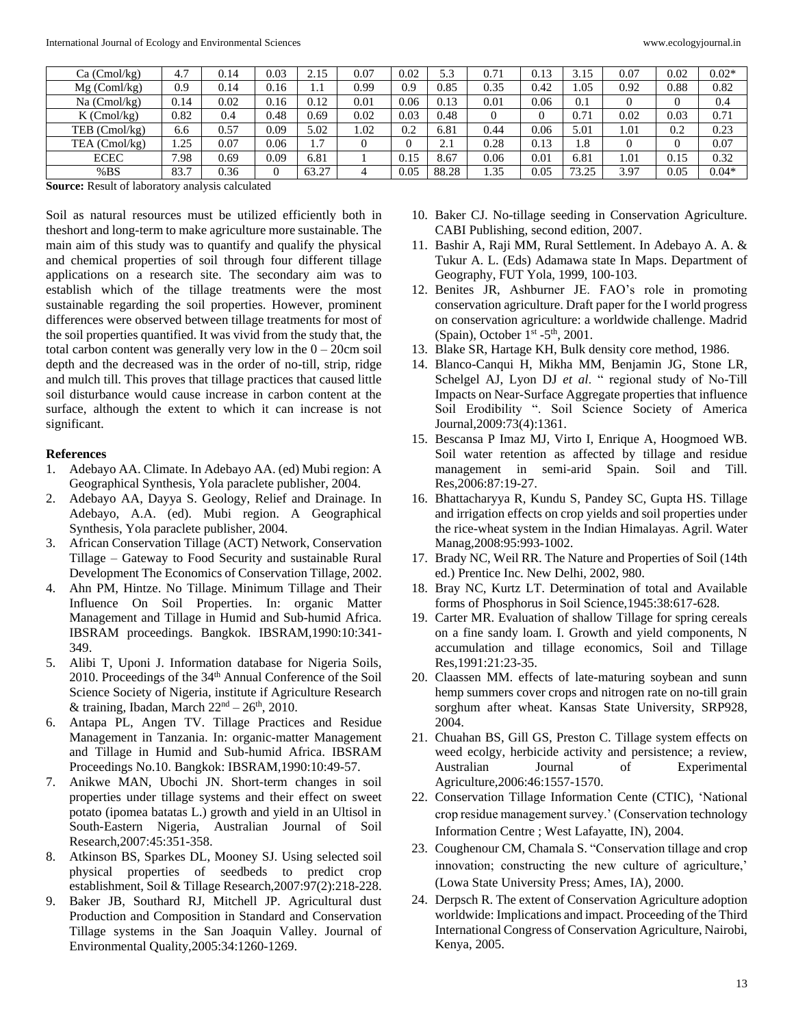| Ca (Cmol/kg) | 4.7 | 0.14 | 0.03 | 2.15 | 0.07 | 0.02 | 5.3 | 0.71 | 0.13 | 3.15 | 0.07 | 0.02 | 0.02* |
|---|---|---|---|---|---|---|---|---|---|---|---|---|---|
| Mg (Coml/kg) | 0.9 | 0.14 | 0.16 | 1.1 | 0.99 | 0.9 | 0.85 | 0.35 | 0.42 | 1.05 | 0.92 | 0.88 | 0.82 |
| Na (Cmol/kg) | 0.14 | 0.02 | 0.16 | 0.12 | 0.01 | 0.06 | 0.13 | 0.01 | 0.06 | 0.1 | 0 | 0 | 0.4 |
| K (Cmol/kg) | 0.82 | 0.4 | 0.48 | 0.69 | 0.02 | 0.03 | 0.48 | 0 | 0 | 0.71 | 0.02 | 0.03 | 0.71 |
| TEB (Cmol/kg) | 6.6 | 0.57 | 0.09 | 5.02 | 1.02 | 0.2 | 6.81 | 0.44 | 0.06 | 5.01 | 1.01 | 0.2 | 0.23 |
| TEA (Cmol/kg) | 1.25 | 0.07 | 0.06 | 1.7 | 0 | 0 | 2.1 | 0.28 | 0.13 | 1.8 | 0 | 0 | 0.07 |
| ECEC | 7.98 | 0.69 | 0.09 | 6.81 | 1 | 0.15 | 8.67 | 0.06 | 0.01 | 6.81 | 1.01 | 0.15 | 0.32 |
| %BS | 83.7 | 0.36 | 0 | 63.27 | 4 | 0.05 | 88.28 | 1.35 | 0.05 | 73.25 | 3.97 | 0.05 | 0.04* |

**Source:** Result of laboratory analysis calculated

Soil as natural resources must be utilized efficiently both in theshort and long-term to make agriculture more sustainable. The main aim of this study was to quantify and qualify the physical and chemical properties of soil through four different tillage applications on a research site. The secondary aim was to establish which of the tillage treatments were the most sustainable regarding the soil properties. However, prominent differences were observed between tillage treatments for most of the soil properties quantified. It was vivid from the study that, the total carbon content was generally very low in the 0 – 20cm soil depth and the decreased was in the order of no-till, strip, ridge and mulch till. This proves that tillage practices that caused little soil disturbance would cause increase in carbon content at the surface, although the extent to which it can increase is not significant.

## References

1. Adebayo AA. Climate. In Adebayo AA. (ed) Mubi region: A Geographical Synthesis, Yola paraclete publisher, 2004.
2. Adebayo AA, Dayya S. Geology, Relief and Drainage. In Adebayo, A.A. (ed). Mubi region. A Geographical Synthesis, Yola paraclete publisher, 2004.
3. African Conservation Tillage (ACT) Network, Conservation Tillage – Gateway to Food Security and sustainable Rural Development The Economics of Conservation Tillage, 2002.
4. Ahn PM, Hintze. No Tillage. Minimum Tillage and Their Influence On Soil Properties. In: organic Matter Management and Tillage in Humid and Sub-humid Africa. IBSRAM proceedings. Bangkok. IBSRAM,1990:10:341-349.
5. Alibi T, Uponi J. Information database for Nigeria Soils, 2010. Proceedings of the 34th Annual Conference of the Soil Science Society of Nigeria, institute if Agriculture Research & training, Ibadan, March 22nd – 26th, 2010.
6. Antapa PL, Angen TV. Tillage Practices and Residue Management in Tanzania. In: organic-matter Management and Tillage in Humid and Sub-humid Africa. IBSRAM Proceedings No.10. Bangkok: IBSRAM,1990:10:49-57.
7. Anikwe MAN, Ubochi JN. Short-term changes in soil properties under tillage systems and their effect on sweet potato (ipomea batatas L.) growth and yield in an Ultisol in South-Eastern Nigeria, Australian Journal of Soil Research,2007:45:351-358.
8. Atkinson BS, Sparkes DL, Mooney SJ. Using selected soil physical properties of seedbeds to predict crop establishment, Soil & Tillage Research,2007:97(2):218-228.
9. Baker JB, Southard RJ, Mitchell JP. Agricultural dust Production and Composition in Standard and Conservation Tillage systems in the San Joaquin Valley. Journal of Environmental Quality,2005:34:1260-1269.
10. Baker CJ. No-tillage seeding in Conservation Agriculture. CABI Publishing, second edition, 2007.
11. Bashir A, Raji MM, Rural Settlement. In Adebayo A. A. & Tukur A. L. (Eds) Adamawa state In Maps. Department of Geography, FUT Yola, 1999, 100-103.
12. Benites JR, Ashburner JE. FAO's role in promoting conservation agriculture. Draft paper for the I world progress on conservation agriculture: a worldwide challenge. Madrid (Spain), October 1st -5th, 2001.
13. Blake SR, Hartage KH, Bulk density core method, 1986.
14. Blanco-Canqui H, Mikha MM, Benjamin JG, Stone LR, Schelgel AJ, Lyon DJ *et al*. " regional study of No-Till Impacts on Near-Surface Aggregate properties that influence Soil Erodibility ". Soil Science Society of America Journal,2009:73(4):1361.
15. Bescansa P Imaz MJ, Virto I, Enrique A, Hoogmoed WB. Soil water retention as affected by tillage and residue management in semi-arid Spain. Soil and Till. Res,2006:87:19-27.
16. Bhattacharyya R, Kundu S, Pandey SC, Gupta HS. Tillage and irrigation effects on crop yields and soil properties under the rice-wheat system in the Indian Himalayas. Agril. Water Manag,2008:95:993-1002.
17. Brady NC, Weil RR. The Nature and Properties of Soil (14th ed.) Prentice Inc. New Delhi, 2002, 980.
18. Bray NC, Kurtz LT. Determination of total and Available forms of Phosphorus in Soil Science,1945:38:617-628.
19. Carter MR. Evaluation of shallow Tillage for spring cereals on a fine sandy loam. I. Growth and yield components, N accumulation and tillage economics, Soil and Tillage Res,1991:21:23-35.
20. Claassen MM. effects of late-maturing soybean and sunn hemp summers cover crops and nitrogen rate on no-till grain sorghum after wheat. Kansas State University, SRP928, 2004.
21. Chuahan BS, Gill GS, Preston C. Tillage system effects on weed ecolgy, herbicide activity and persistence; a review, Australian Journal of Experimental Agriculture,2006:46:1557-1570.
22. Conservation Tillage Information Cente (CTIC), 'National crop residue management survey.' (Conservation technology Information Centre ; West Lafayatte, IN), 2004.
23. Coughenour CM, Chamala S. "Conservation tillage and crop innovation; constructing the new culture of agriculture,' (Lowa State University Press; Ames, IA), 2000.
24. Derpsch R. The extent of Conservation Agriculture adoption worldwide: Implications and impact. Proceeding of the Third International Congress of Conservation Agriculture, Nairobi, Kenya, 2005.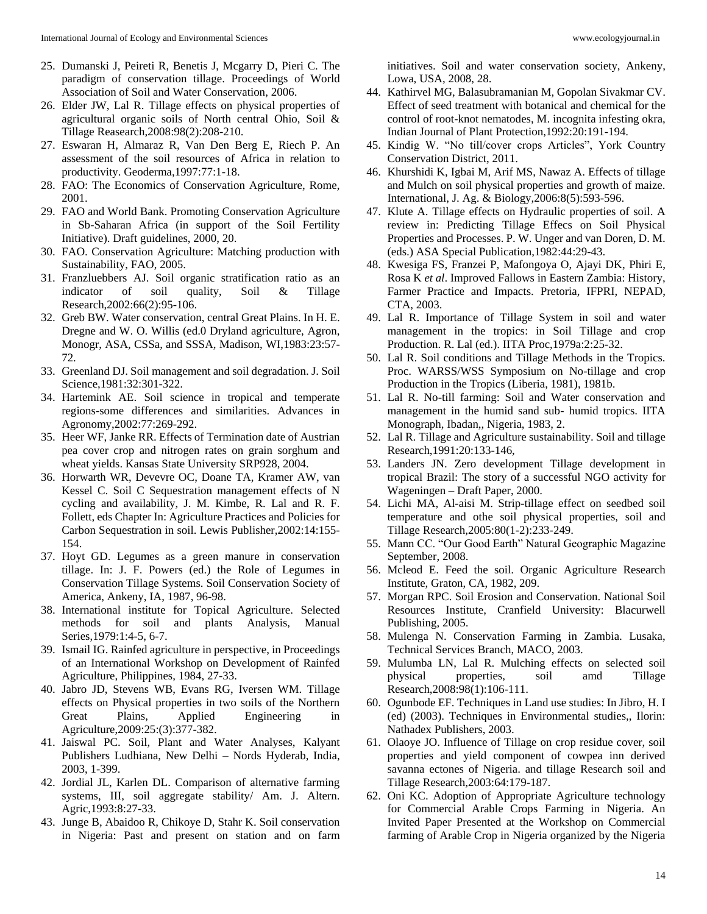25. Dumanski J, Peireti R, Benetis J, Mcgarry D, Pieri C. The paradigm of conservation tillage. Proceedings of World Association of Soil and Water Conservation, 2006.
26. Elder JW, Lal R. Tillage effects on physical properties of agricultural organic soils of North central Ohio, Soil & Tillage Reasearch,2008:98(2):208-210.
27. Eswaran H, Almaraz R, Van Den Berg E, Riech P. An assessment of the soil resources of Africa in relation to productivity. Geoderma,1997:77:1-18.
28. FAO: The Economics of Conservation Agriculture, Rome, 2001.
29. FAO and World Bank. Promoting Conservation Agriculture in Sb-Saharan Africa (in support of the Soil Fertility Initiative). Draft guidelines, 2000, 20.
30. FAO. Conservation Agriculture: Matching production with Sustainability, FAO, 2005.
31. Franzluebbers AJ. Soil organic stratification ratio as an indicator of soil quality, Soil & Tillage Research,2002:66(2):95-106.
32. Greb BW. Water conservation, central Great Plains. In H. E. Dregne and W. O. Willis (ed.0 Dryland agriculture, Agron, Monogr, ASA, CSSa, and SSSA, Madison, WI,1983:23:57-72.
33. Greenland DJ. Soil management and soil degradation. J. Soil Science,1981:32:301-322.
34. Hartemink AE. Soil science in tropical and temperate regions-some differences and similarities. Advances in Agronomy,2002:77:269-292.
35. Heer WF, Janke RR. Effects of Termination date of Austrian pea cover crop and nitrogen rates on grain sorghum and wheat yields. Kansas State University SRP928, 2004.
36. Horwarth WR, Devevre OC, Doane TA, Kramer AW, van Kessel C. Soil C Sequestration management effects of N cycling and availability, J. M. Kimbe, R. Lal and R. F. Follett, eds Chapter In: Agriculture Practices and Policies for Carbon Sequestration in soil. Lewis Publisher,2002:14:155-154.
37. Hoyt GD. Legumes as a green manure in conservation tillage. In: J. F. Powers (ed.) the Role of Legumes in Conservation Tillage Systems. Soil Conservation Society of America, Ankeny, IA, 1987, 96-98.
38. International institute for Topical Agriculture. Selected methods for soil and plants Analysis, Manual Series,1979:1:4-5, 6-7.
39. Ismail IG. Rainfed agriculture in perspective, in Proceedings of an International Workshop on Development of Rainfed Agriculture, Philippines, 1984, 27-33.
40. Jabro JD, Stevens WB, Evans RG, Iversen WM. Tillage effects on Physical properties in two soils of the Northern Great Plains, Applied Engineering in Agriculture,2009:25:(3):377-382.
41. Jaiswal PC. Soil, Plant and Water Analyses, Kalyant Publishers Ludhiana, New Delhi – Nords Hyderab, India, 2003, 1-399.
42. Jordial JL, Karlen DL. Comparison of alternative farming systems, III, soil aggregate stability/ Am. J. Altern. Agric,1993:8:27-33.
43. Junge B, Abaidoo R, Chikoye D, Stahr K. Soil conservation in Nigeria: Past and present on station and on farm initiatives. Soil and water conservation society, Ankeny, Lowa, USA, 2008, 28.
44. Kathirvel MG, Balasubramanian M, Gopolan Sivakmar CV. Effect of seed treatment with botanical and chemical for the control of root-knot nematodes, M. incognita infesting okra, Indian Journal of Plant Protection,1992:20:191-194.
45. Kindig W. "No till/cover crops Articles", York Country Conservation District, 2011.
46. Khurshidi K, Igbai M, Arif MS, Nawaz A. Effects of tillage and Mulch on soil physical properties and growth of maize. International, J. Ag. & Biology,2006:8(5):593-596.
47. Klute A. Tillage effects on Hydraulic properties of soil. A review in: Predicting Tillage Effecs on Soil Physical Properties and Processes. P. W. Unger and van Doren, D. M. (eds.) ASA Special Publication,1982:44:29-43.
48. Kwesiga FS, Franzei P, Mafongoya O, Ajayi DK, Phiri E, Rosa K *et al*. Improved Fallows in Eastern Zambia: History, Farmer Practice and Impacts. Pretoria, IFPRI, NEPAD, CTA, 2003.
49. Lal R. Importance of Tillage System in soil and water management in the tropics: in Soil Tillage and crop Production. R. Lal (ed.). IITA Proc,1979a:2:25-32.
50. Lal R. Soil conditions and Tillage Methods in the Tropics. Proc. WARSS/WSS Symposium on No-tillage and crop Production in the Tropics (Liberia, 1981), 1981b.
51. Lal R. No-till farming: Soil and Water conservation and management in the humid sand sub- humid tropics. IITA Monograph, Ibadan,, Nigeria, 1983, 2.
52. Lal R. Tillage and Agriculture sustainability. Soil and tillage Research,1991:20:133-146,
53. Landers JN. Zero development Tillage development in tropical Brazil: The story of a successful NGO activity for Wageningen – Draft Paper, 2000.
54. Lichi MA, Al-aisi M. Strip-tillage effect on seedbed soil temperature and othe soil physical properties, soil and Tillage Research,2005:80(1-2):233-249.
55. Mann CC. "Our Good Earth" Natural Geographic Magazine September, 2008.
56. Mcleod E. Feed the soil. Organic Agriculture Research Institute, Graton, CA, 1982, 209.
57. Morgan RPC. Soil Erosion and Conservation. National Soil Resources Institute, Cranfield University: Blacurwell Publishing, 2005.
58. Mulenga N. Conservation Farming in Zambia. Lusaka, Technical Services Branch, MACO, 2003.
59. Mulumba LN, Lal R. Mulching effects on selected soil physical properties, soil amd Tillage Research,2008:98(1):106-111.
60. Ogunbode EF. Techniques in Land use studies: In Jibro, H. I (ed) (2003). Techniques in Environmental studies,, Ilorin: Nathadex Publishers, 2003.
61. Olaoye JO. Influence of Tillage on crop residue cover, soil properties and yield component of cowpea inn derived savanna ectones of Nigeria. and tillage Research soil and Tillage Research,2003:64:179-187.
62. Oni KC. Adoption of Appropriate Agriculture technology for Commercial Arable Crops Farming in Nigeria. An Invited Paper Presented at the Workshop on Commercial farming of Arable Crop in Nigeria organized by the Nigeria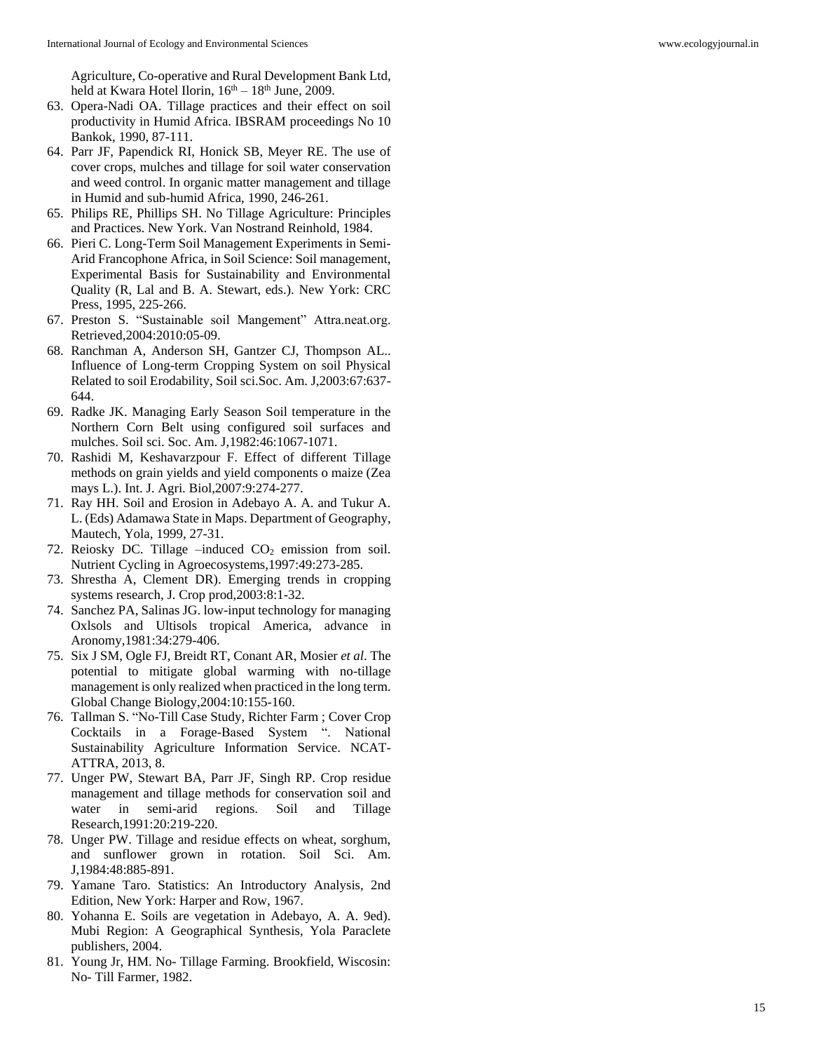Agriculture, Co-operative and Rural Development Bank Ltd, held at Kwara Hotel Ilorin, 16th – 18th June, 2009.

63. Opera-Nadi OA. Tillage practices and their effect on soil productivity in Humid Africa. IBSRAM proceedings No 10 Bankok, 1990, 87-111.
64. Parr JF, Papendick RI, Honick SB, Meyer RE. The use of cover crops, mulches and tillage for soil water conservation and weed control. In organic matter management and tillage in Humid and sub-humid Africa, 1990, 246-261.
65. Philips RE, Phillips SH. No Tillage Agriculture: Principles and Practices. New York. Van Nostrand Reinhold, 1984.
66. Pieri C. Long-Term Soil Management Experiments in Semi-Arid Francophone Africa, in Soil Science: Soil management, Experimental Basis for Sustainability and Environmental Quality (R, Lal and B. A. Stewart, eds.). New York: CRC Press, 1995, 225-266.
67. Preston S. "Sustainable soil Mangement" Attra.neat.org. Retrieved,2004:2010:05-09.
68. Ranchman A, Anderson SH, Gantzer CJ, Thompson AL.. Influence of Long-term Cropping System on soil Physical Related to soil Erodability, Soil sci.Soc. Am. J,2003:67:637-644.
69. Radke JK. Managing Early Season Soil temperature in the Northern Corn Belt using configured soil surfaces and mulches. Soil sci. Soc. Am. J,1982:46:1067-1071.
70. Rashidi M, Keshavarzpour F. Effect of different Tillage methods on grain yields and yield components o maize (Zea mays L.). Int. J. Agri. Biol,2007:9:274-277.
71. Ray HH. Soil and Erosion in Adebayo A. A. and Tukur A. L. (Eds) Adamawa State in Maps. Department of Geography, Mautech, Yola, 1999, 27-31.
72. Reiosky DC. Tillage –induced $CO_2$ emission from soil. Nutrient Cycling in Agroecosystems,1997:49:273-285.
73. Shrestha A, Clement DR). Emerging trends in cropping systems research, J. Crop prod,2003:8:1-32.
74. Sanchez PA, Salinas JG. low-input technology for managing Oxlsols and Ultisols tropical America, advance in Aronomy,1981:34:279-406.
75. Six J SM, Ogle FJ, Breidt RT, Conant AR, Mosier *et al*. The potential to mitigate global warming with no-tillage management is only realized when practiced in the long term. Global Change Biology,2004:10:155-160.
76. Tallman S. "No-Till Case Study, Richter Farm ; Cover Crop Cocktails in a Forage-Based System ". National Sustainability Agriculture Information Service. NCAT-ATTRA, 2013, 8.
77. Unger PW, Stewart BA, Parr JF, Singh RP. Crop residue management and tillage methods for conservation soil and water in semi-arid regions. Soil and Tillage Research,1991:20:219-220.
78. Unger PW. Tillage and residue effects on wheat, sorghum, and sunflower grown in rotation. Soil Sci. Am. J,1984:48:885-891.
79. Yamane Taro. Statistics: An Introductory Analysis, 2nd Edition, New York: Harper and Row, 1967.
80. Yohanna E. Soils are vegetation in Adebayo, A. A. 9ed). Mubi Region: A Geographical Synthesis, Yola Paraclete publishers, 2004.
81. Young Jr, HM. No- Tillage Farming. Brookfield, Wiscosin: No- Till Farmer, 1982.